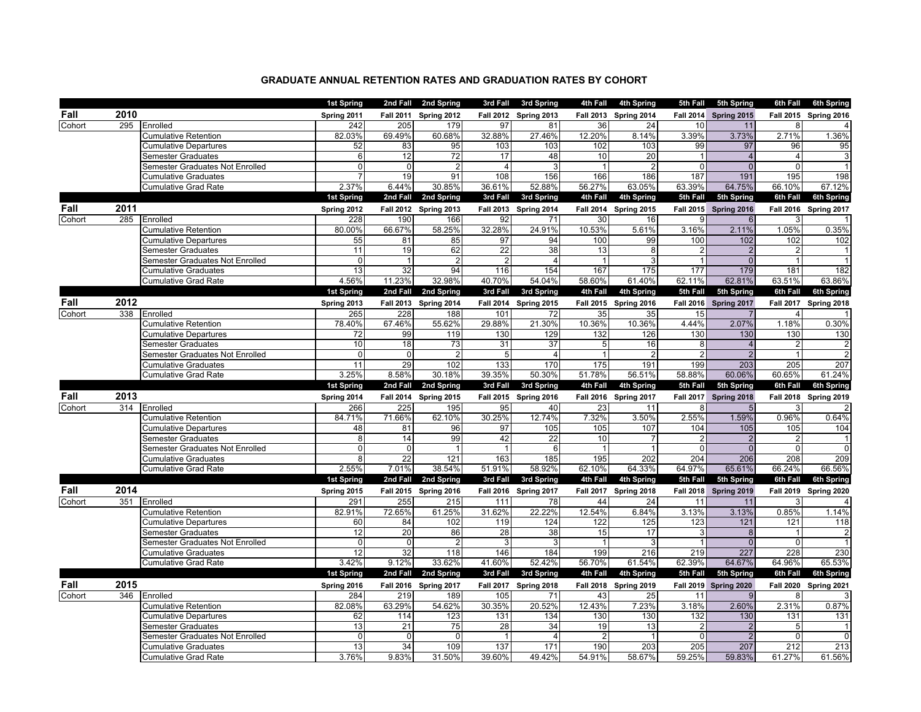# GRADUATE ANNUAL RETENTION RATES AND GRADUATION RATES BY COHORT

| | | | 1st Spring | 2nd Fall | 2nd Spring | 3rd Fall | 3rd Spring | 4th Fall | 4th Spring | 5th Fall | 5th Spring | 6th Fall | 6th Spring |
|---|---|---|---|---|---|---|---|---|---|---|---|---|---|
| **Fall** | **2010** | | Spring 2011 | Fall 2011 | Spring 2012 | Fall 2012 | Spring 2013 | Fall 2013 | Spring 2014 | Fall 2014 | Spring 2015 | Fall 2015 | Spring 2016 |
| Cohort | 295 | Enrolled | 242 | 205 | 179 | 97 | 81 | 36 | 24 | 10 | 11 | 8 | 4 |
| | | Cumulative Retention | 82.03% | 69.49% | 60.68% | 32.88% | 27.46% | 12.20% | 8.14% | 3.39% | 3.73% | 2.71% | 1.36% |
| | | Cumulative Departures | 52 | 83 | 95 | 103 | 103 | 102 | 103 | 99 | 97 | 96 | 95 |
| | | Semester Graduates | 6 | 12 | 72 | 17 | 48 | 10 | 20 | 1 | 4 | 4 | 3 |
| | | Semester Graduates Not Enrolled | 0 | 0 | 2 | 4 | 3 | 1 | 2 | 0 | 0 | 0 | 1 |
| | | Cumulative Graduates | 7 | 19 | 91 | 108 | 156 | 166 | 186 | 187 | 191 | 195 | 198 |
| | | Cumulative Grad Rate | 2.37% | 6.44% | 30.85% | 36.61% | 52.88% | 56.27% | 63.05% | 63.39% | 64.75% | 66.10% | 67.12% |
| | | | 1st Spring | 2nd Fall | 2nd Spring | 3rd Fall | 3rd Spring | 4th Fall | 4th Spring | 5th Fall | 5th Spring | 6th Fall | 6th Spring |
| **Fall** | **2011** | | Spring 2012 | Fall 2012 | Spring 2013 | Fall 2013 | Spring 2014 | Fall 2014 | Spring 2015 | Fall 2015 | Spring 2016 | Fall 2016 | Spring 2017 |
| Cohort | 285 | Enrolled | 228 | 190 | 166 | 92 | 71 | 30 | 16 | 9 | 6 | 3 | 1 |
| | | Cumulative Retention | 80.00% | 66.67% | 58.25% | 32.28% | 24.91% | 10.53% | 5.61% | 3.16% | 2.11% | 1.05% | 0.35% |
| | | Cumulative Departures | 55 | 81 | 85 | 97 | 94 | 100 | 99 | 100 | 102 | 102 | 102 |
| | | Semester Graduates | 11 | 19 | 62 | 22 | 38 | 13 | 8 | 2 | 2 | 2 | 1 |
| | | Semester Graduates Not Enrolled | 0 | 1 | 2 | 2 | 4 | 1 | 3 | 1 | 0 | 1 | 1 |
| | | Cumulative Graduates | 13 | 32 | 94 | 116 | 154 | 167 | 175 | 177 | 179 | 181 | 182 |
| | | Cumulative Grad Rate | 4.56% | 11.23% | 32.98% | 40.70% | 54.04% | 58.60% | 61.40% | 62.11% | 62.81% | 63.51% | 63.86% |
| | | | 1st Spring | 2nd Fall | 2nd Spring | 3rd Fall | 3rd Spring | 4th Fall | 4th Spring | 5th Fall | 5th Spring | 6th Fall | 6th Spring |
| **Fall** | **2012** | | Spring 2013 | Fall 2013 | Spring 2014 | Fall 2014 | Spring 2015 | Fall 2015 | Spring 2016 | Fall 2016 | Spring 2017 | Fall 2017 | Spring 2018 |
| Cohort | 338 | Enrolled | 265 | 228 | 188 | 101 | 72 | 35 | 35 | 15 | 7 | 4 | 1 |
| | | Cumulative Retention | 78.40% | 67.46% | 55.62% | 29.88% | 21.30% | 10.36% | 10.36% | 4.44% | 2.07% | 1.18% | 0.30% |
| | | Cumulative Departures | 72 | 99 | 119 | 130 | 129 | 132 | 126 | 130 | 130 | 130 | 130 |
| | | Semester Graduates | 10 | 18 | 73 | 31 | 37 | 5 | 16 | 8 | 4 | 2 | 2 |
| | | Semester Graduates Not Enrolled | 0 | 0 | 2 | 5 | 4 | 1 | 2 | 2 | 2 | 1 | 2 |
| | | Cumulative Graduates | 11 | 29 | 102 | 133 | 170 | 175 | 191 | 199 | 203 | 205 | 207 |
| | | Cumulative Grad Rate | 3.25% | 8.58% | 30.18% | 39.35% | 50.30% | 51.78% | 56.51% | 58.88% | 60.06% | 60.65% | 61.24% |
| | | | 1st Spring | 2nd Fall | 2nd Spring | 3rd Fall | 3rd Spring | 4th Fall | 4th Spring | 5th Fall | 5th Spring | 6th Fall | 6th Spring |
| **Fall** | **2013** | | Spring 2014 | Fall 2014 | Spring 2015 | Fall 2015 | Spring 2016 | Fall 2016 | Spring 2017 | Fall 2017 | Spring 2018 | Fall 2018 | Spring 2019 |
| Cohort | 314 | Enrolled | 266 | 225 | 195 | 95 | 40 | 23 | 11 | 8 | 5 | 3 | 2 |
| | | Cumulative Retention | 84.71% | 71.66% | 62.10% | 30.25% | 12.74% | 7.32% | 3.50% | 2.55% | 1.59% | 0.96% | 0.64% |
| | | Cumulative Departures | 48 | 81 | 96 | 97 | 105 | 105 | 107 | 104 | 105 | 105 | 104 |
| | | Semester Graduates | 8 | 14 | 99 | 42 | 22 | 10 | 7 | 2 | 2 | 2 | 1 |
| | | Semester Graduates Not Enrolled | 0 | 0 | 1 | 1 | 6 | 1 | 1 | 0 | 0 | 0 | 0 |
| | | Cumulative Graduates | 8 | 22 | 121 | 163 | 185 | 195 | 202 | 204 | 206 | 208 | 209 |
| | | Cumulative Grad Rate | 2.55% | 7.01% | 38.54% | 51.91% | 58.92% | 62.10% | 64.33% | 64.97% | 65.61% | 66.24% | 66.56% |
| | | | 1st Spring | 2nd Fall | 2nd Spring | 3rd Fall | 3rd Spring | 4th Fall | 4th Spring | 5th Fall | 5th Spring | 6th Fall | 6th Spring |
| **Fall** | **2014** | | Spring 2015 | Fall 2015 | Spring 2016 | Fall 2016 | Spring 2017 | Fall 2017 | Spring 2018 | Fall 2018 | Spring 2019 | Fall 2019 | Spring 2020 |
| Cohort | 351 | Enrolled | 291 | 255 | 215 | 111 | 78 | 44 | 24 | 11 | 11 | 3 | 4 |
| | | Cumulative Retention | 82.91% | 72.65% | 61.25% | 31.62% | 22.22% | 12.54% | 6.84% | 3.13% | 3.13% | 0.85% | 1.14% |
| | | Cumulative Departures | 60 | 84 | 102 | 119 | 124 | 122 | 125 | 123 | 121 | 121 | 118 |
| | | Semester Graduates | 12 | 20 | 86 | 28 | 38 | 15 | 17 | 3 | 8 | 1 | 2 |
| | | Semester Graduates Not Enrolled | 0 | 0 | 2 | 3 | 3 | 1 | 3 | 1 | 0 | 0 | 1 |
| | | Cumulative Graduates | 12 | 32 | 118 | 146 | 184 | 199 | 216 | 219 | 227 | 228 | 230 |
| | | Cumulative Grad Rate | 3.42% | 9.12% | 33.62% | 41.60% | 52.42% | 56.70% | 61.54% | 62.39% | 64.67% | 64.96% | 65.53% |
| | | | 1st Spring | 2nd Fall | 2nd Spring | 3rd Fall | 3rd Spring | 4th Fall | 4th Spring | 5th Fall | 5th Spring | 6th Fall | 6th Spring |
| **Fall** | **2015** | | Spring 2016 | Fall 2016 | Spring 2017 | Fall 2017 | Spring 2018 | Fall 2018 | Spring 2019 | Fall 2019 | Spring 2020 | Fall 2020 | Spring 2021 |
| Cohort | 346 | Enrolled | 284 | 219 | 189 | 105 | 71 | 43 | 25 | 11 | 9 | 8 | 3 |
| | | Cumulative Retention | 82.08% | 63.29% | 54.62% | 30.35% | 20.52% | 12.43% | 7.23% | 3.18% | 2.60% | 2.31% | 0.87% |
| | | Cumulative Departures | 62 | 114 | 123 | 131 | 134 | 130 | 130 | 132 | 130 | 131 | 131 |
| | | Semester Graduates | 13 | 21 | 75 | 28 | 34 | 19 | 13 | 2 | 2 | 5 | 1 |
| | | Semester Graduates Not Enrolled | 0 | 0 | 0 | 1 | 4 | 2 | 1 | 0 | 2 | 0 | 0 |
| | | Cumulative Graduates | 13 | 34 | 109 | 137 | 171 | 190 | 203 | 205 | 207 | 212 | 213 |
| | | Cumulative Grad Rate | 3.76% | 9.83% | 31.50% | 39.60% | 49.42% | 54.91% | 58.67% | 59.25% | 59.83% | 61.27% | 61.56% |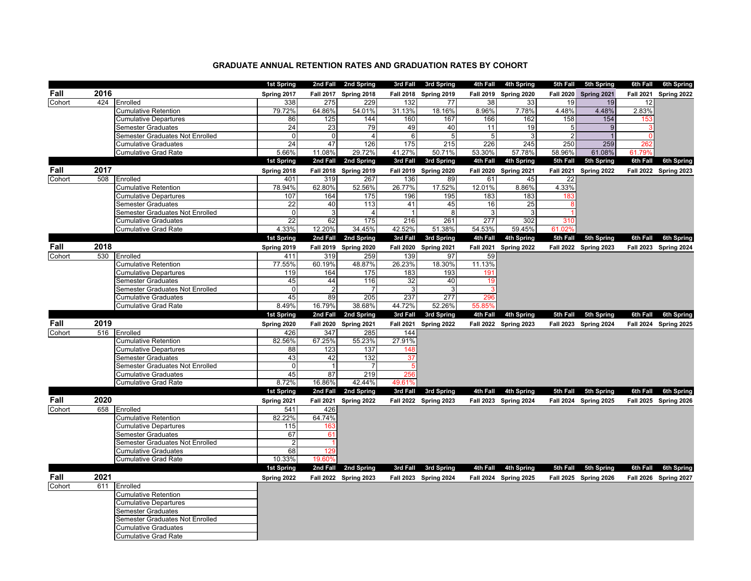# GRADUATE ANNUAL RETENTION RATES AND GRADUATION RATES BY COHORT

| | | | 1st Spring | 2nd Fall | 2nd Spring | 3rd Fall | 3rd Spring | 4th Fall | 4th Spring | 5th Fall | 5th Spring | 6th Fall | 6th Spring |
|---|---|---|---|---|---|---|---|---|---|---|---|---|---|
| Fall | 2016 | | Spring 2017 | Fall 2017 | Spring 2018 | Fall 2018 | Spring 2019 | Fall 2019 | Spring 2020 | Fall 2020 | Spring 2021 | Fall 2021 | Spring 2022 |
| Cohort | 424 | Enrolled | 338 | 275 | 229 | 132 | 77 | 38 | 33 | 19 | 19 | 12 | |
| | | Cumulative Retention | 79.72% | 64.86% | 54.01% | 31.13% | 18.16% | 8.96% | 7.78% | 4.48% | 4.48% | 2.83% | |
| | | Cumulative Departures | 86 | 125 | 144 | 160 | 167 | 166 | 162 | 158 | 154 | 153 | |
| | | Semester Graduates | 24 | 23 | 79 | 49 | 40 | 11 | 19 | 5 | 9 | 3 | |
| | | Semester Graduates Not Enrolled | 0 | 0 | 4 | 6 | 5 | 5 | 3 | 2 | 1 | 0 | |
| | | Cumulative Graduates | 24 | 47 | 126 | 175 | 215 | 226 | 245 | 250 | 259 | 262 | |
| | | Cumulative Grad Rate | 5.66% | 11.08% | 29.72% | 41.27% | 50.71% | 53.30% | 57.78% | 58.96% | 61.08% | 61.79% | |
| | | | 1st Spring | 2nd Fall | 2nd Spring | 3rd Fall | 3rd Spring | 4th Fall | 4th Spring | 5th Fall | 5th Spring | 6th Fall | 6th Spring |
| Fall | 2017 | | Spring 2018 | Fall 2018 | Spring 2019 | Fall 2019 | Spring 2020 | Fall 2020 | Spring 2021 | Fall 2021 | Spring 2022 | Fall 2022 | Spring 2023 |
| Cohort | 508 | Enrolled | 401 | 319 | 267 | 136 | 89 | 61 | 45 | 22 | | | |
| | | Cumulative Retention | 78.94% | 62.80% | 52.56% | 26.77% | 17.52% | 12.01% | 8.86% | 4.33% | | | |
| | | Cumulative Departures | 107 | 164 | 175 | 196 | 195 | 183 | 183 | 183 | | | |
| | | Semester Graduates | 22 | 40 | 113 | 41 | 45 | 16 | 25 | 8 | | | |
| | | Semester Graduates Not Enrolled | 0 | 3 | 4 | 1 | 8 | 3 | 3 | 1 | | | |
| | | Cumulative Graduates | 22 | 62 | 175 | 216 | 261 | 277 | 302 | 310 | | | |
| | | Cumulative Grad Rate | 4.33% | 12.20% | 34.45% | 42.52% | 51.38% | 54.53% | 59.45% | 61.02% | | | |
| | | | 1st Spring | 2nd Fall | 2nd Spring | 3rd Fall | 3rd Spring | 4th Fall | 4th Spring | 5th Fall | 5th Spring | 6th Fall | 6th Spring |
| Fall | 2018 | | Spring 2019 | Fall 2019 | Spring 2020 | Fall 2020 | Spring 2021 | Fall 2021 | Spring 2022 | Fall 2022 | Spring 2023 | Fall 2023 | Spring 2024 |
| Cohort | 530 | Enrolled | 411 | 319 | 259 | 139 | 97 | 59 | | | | | |
| | | Cumulative Retention | 77.55% | 60.19% | 48.87% | 26.23% | 18.30% | 11.13% | | | | | |
| | | Cumulative Departures | 119 | 164 | 175 | 183 | 193 | 191 | | | | | |
| | | Semester Graduates | 45 | 44 | 116 | 32 | 40 | 19 | | | | | |
| | | Semester Graduates Not Enrolled | 0 | 2 | 7 | 3 | 3 | 3 | | | | | |
| | | Cumulative Graduates | 45 | 89 | 205 | 237 | 277 | 296 | | | | | |
| | | Cumulative Grad Rate | 8.49% | 16.79% | 38.68% | 44.72% | 52.26% | 55.85% | | | | | |
| | | | 1st Spring | 2nd Fall | 2nd Spring | 3rd Fall | 3rd Spring | 4th Fall | 4th Spring | 5th Fall | 5th Spring | 6th Fall | 6th Spring |
| Fall | 2019 | | Spring 2020 | Fall 2020 | Spring 2021 | Fall 2021 | Spring 2022 | Fall 2022 | Spring 2023 | Fall 2023 | Spring 2024 | Fall 2024 | Spring 2025 |
| Cohort | 516 | Enrolled | 426 | 347 | 285 | 144 | | | | | | | |
| | | Cumulative Retention | 82.56% | 67.25% | 55.23% | 27.91% | | | | | | | |
| | | Cumulative Departures | 88 | 123 | 137 | 148 | | | | | | | |
| | | Semester Graduates | 43 | 42 | 132 | 37 | | | | | | | |
| | | Semester Graduates Not Enrolled | 0 | 1 | 7 | 5 | | | | | | | |
| | | Cumulative Graduates | 45 | 87 | 219 | 256 | | | | | | | |
| | | Cumulative Grad Rate | 8.72% | 16.86% | 42.44% | 49.61% | | | | | | | |
| | | | 1st Spring | 2nd Fall | 2nd Spring | 3rd Fall | 3rd Spring | 4th Fall | 4th Spring | 5th Fall | 5th Spring | 6th Fall | 6th Spring |
| Fall | 2020 | | Spring 2021 | Fall 2021 | Spring 2022 | Fall 2022 | Spring 2023 | Fall 2023 | Spring 2024 | Fall 2024 | Spring 2025 | Fall 2025 | Spring 2026 |
| Cohort | 658 | Enrolled | 541 | 426 | | | | | | | | | |
| | | Cumulative Retention | 82.22% | 64.74% | | | | | | | | | |
| | | Cumulative Departures | 115 | 163 | | | | | | | | | |
| | | Semester Graduates | 67 | 61 | | | | | | | | | |
| | | Semester Graduates Not Enrolled | 2 | 1 | | | | | | | | | |
| | | Cumulative Graduates | 68 | 129 | | | | | | | | | |
| | | Cumulative Grad Rate | 10.33% | 19.60% | | | | | | | | | |
| | | | 1st Spring | 2nd Fall | 2nd Spring | 3rd Fall | 3rd Spring | 4th Fall | 4th Spring | 5th Fall | 5th Spring | 6th Fall | 6th Spring |
| Fall | 2021 | | Spring 2022 | Fall 2022 | Spring 2023 | Fall 2023 | Spring 2024 | Fall 2024 | Spring 2025 | Fall 2025 | Spring 2026 | Fall 2026 | Spring 2027 |
| Cohort | 611 | Enrolled | | | | | | | | | | | |
| | | Cumulative Retention | | | | | | | | | | | |
| | | Cumulative Departures | | | | | | | | | | | |
| | | Semester Graduates | | | | | | | | | | | |
| | | Semester Graduates Not Enrolled | | | | | | | | | | | |
| | | Cumulative Graduates | | | | | | | | | | | |
| | | Cumulative Grad Rate | | | | | | | | | | | |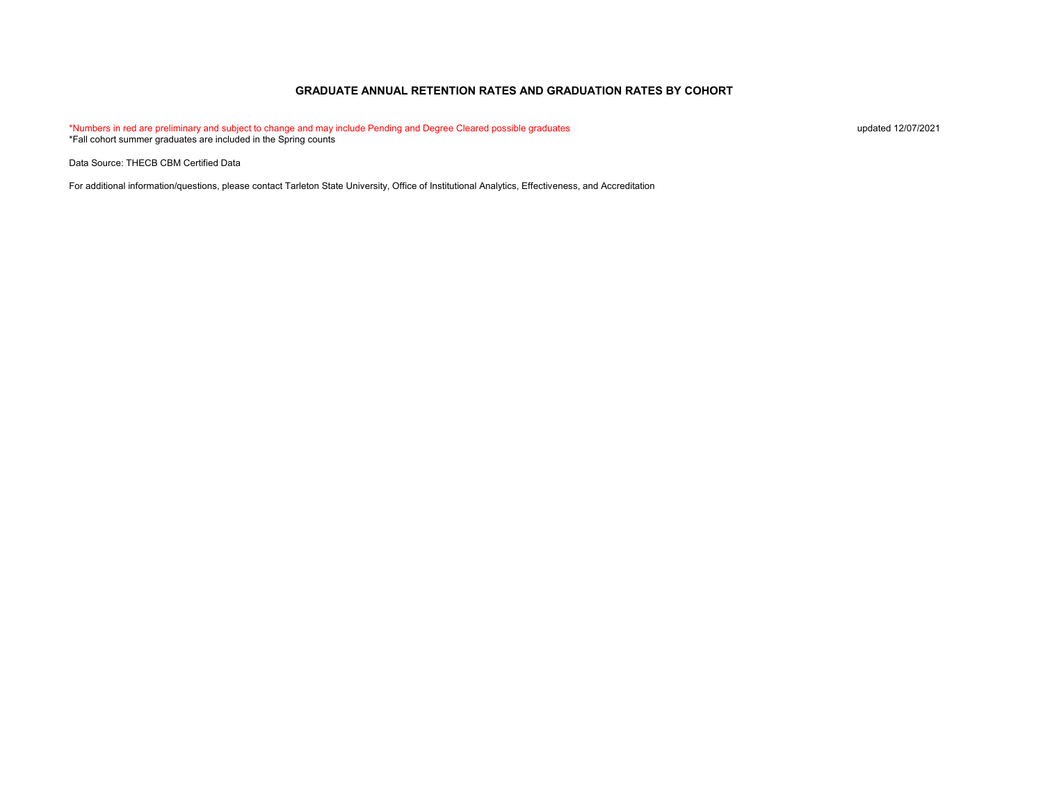## GRADUATE ANNUAL RETENTION RATES AND GRADUATION RATES BY COHORT

*Numbers in red are preliminary and subject to change and may include Pending and Degree Cleared possible graduates

updated 12/07/2021

*Fall cohort summer graduates are included in the Spring counts

Data Source: THECB CBM Certified Data

For additional information/questions, please contact Tarleton State University, Office of Institutional Analytics, Effectiveness, and Accreditation